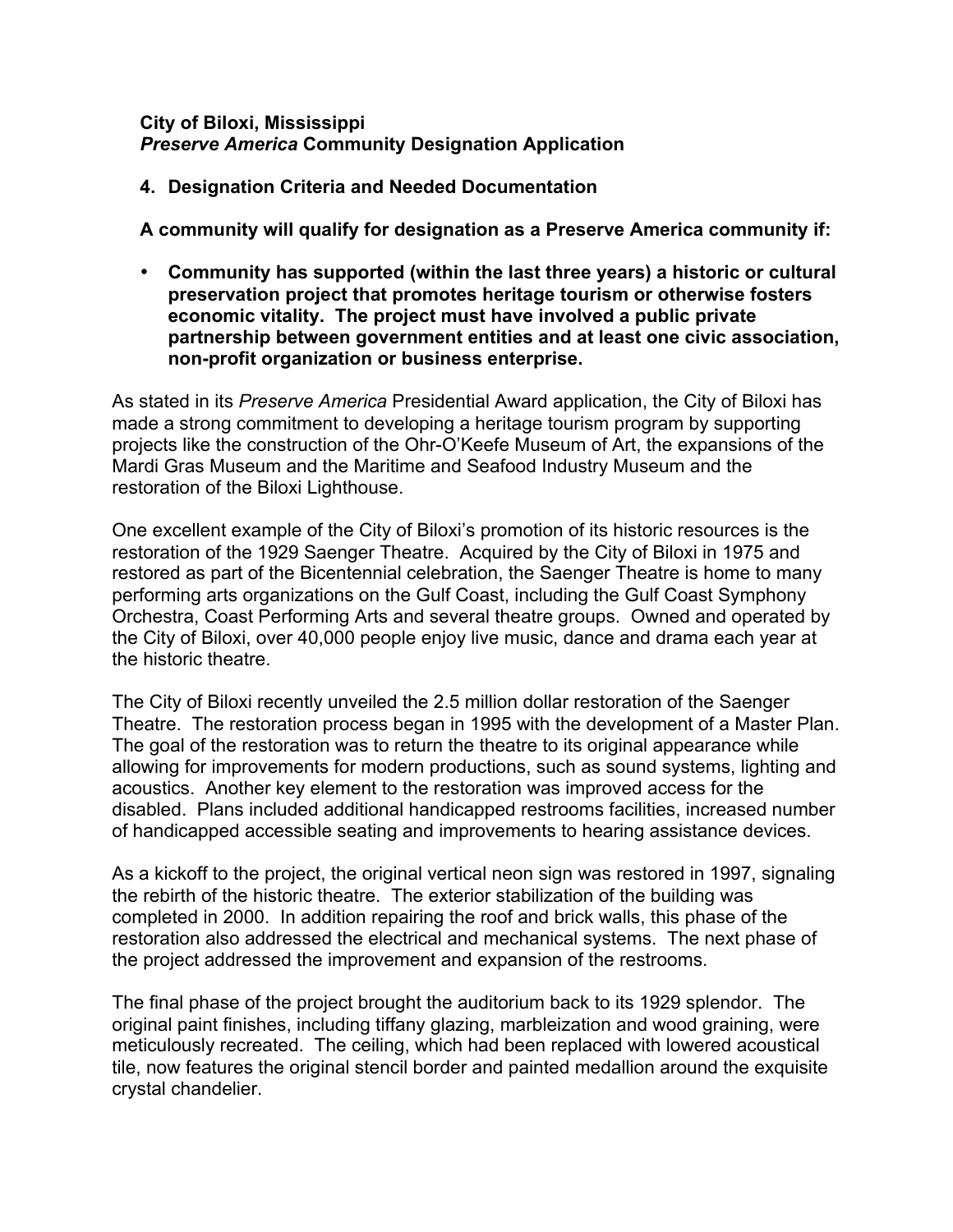**City of Biloxi, Mississippi**
***Preserve America* Community Designation Application**

**4. Designation Criteria and Needed Documentation**

**A community will qualify for designation as a Preserve America community if:**

- **Community has supported (within the last three years) a historic or cultural preservation project that promotes heritage tourism or otherwise fosters economic vitality. The project must have involved a public private partnership between government entities and at least one civic association, non-profit organization or business enterprise.**

As stated in its *Preserve America* Presidential Award application, the City of Biloxi has made a strong commitment to developing a heritage tourism program by supporting projects like the construction of the Ohr-O'Keefe Museum of Art, the expansions of the Mardi Gras Museum and the Maritime and Seafood Industry Museum and the restoration of the Biloxi Lighthouse.

One excellent example of the City of Biloxi's promotion of its historic resources is the restoration of the 1929 Saenger Theatre. Acquired by the City of Biloxi in 1975 and restored as part of the Bicentennial celebration, the Saenger Theatre is home to many performing arts organizations on the Gulf Coast, including the Gulf Coast Symphony Orchestra, Coast Performing Arts and several theatre groups. Owned and operated by the City of Biloxi, over 40,000 people enjoy live music, dance and drama each year at the historic theatre.

The City of Biloxi recently unveiled the 2.5 million dollar restoration of the Saenger Theatre. The restoration process began in 1995 with the development of a Master Plan. The goal of the restoration was to return the theatre to its original appearance while allowing for improvements for modern productions, such as sound systems, lighting and acoustics. Another key element to the restoration was improved access for the disabled. Plans included additional handicapped restrooms facilities, increased number of handicapped accessible seating and improvements to hearing assistance devices.

As a kickoff to the project, the original vertical neon sign was restored in 1997, signaling the rebirth of the historic theatre. The exterior stabilization of the building was completed in 2000. In addition repairing the roof and brick walls, this phase of the restoration also addressed the electrical and mechanical systems. The next phase of the project addressed the improvement and expansion of the restrooms.

The final phase of the project brought the auditorium back to its 1929 splendor. The original paint finishes, including tiffany glazing, marbleization and wood graining, were meticulously recreated. The ceiling, which had been replaced with lowered acoustical tile, now features the original stencil border and painted medallion around the exquisite crystal chandelier.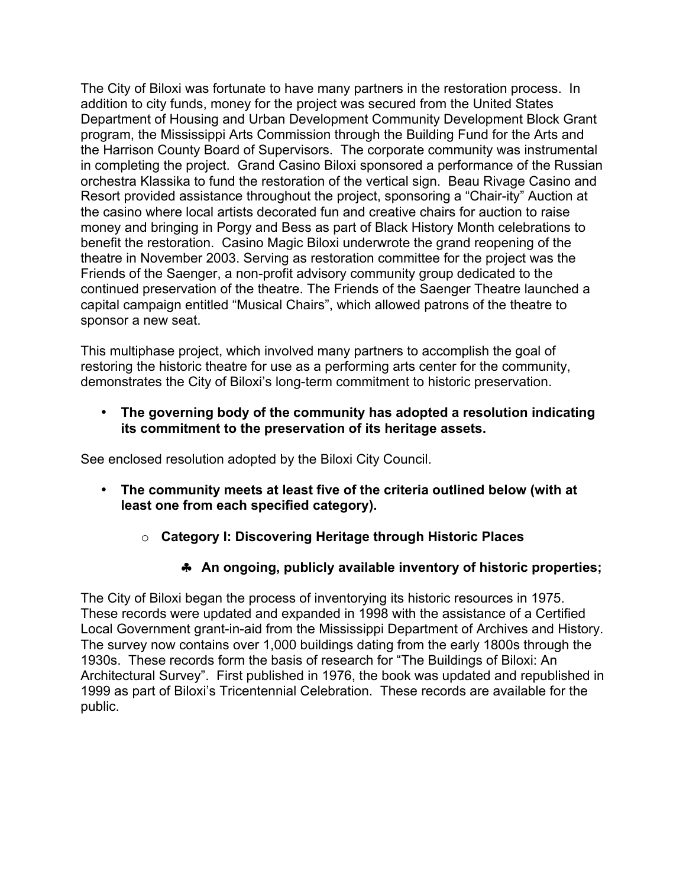The City of Biloxi was fortunate to have many partners in the restoration process. In addition to city funds, money for the project was secured from the United States Department of Housing and Urban Development Community Development Block Grant program, the Mississippi Arts Commission through the Building Fund for the Arts and the Harrison County Board of Supervisors. The corporate community was instrumental in completing the project. Grand Casino Biloxi sponsored a performance of the Russian orchestra Klassika to fund the restoration of the vertical sign. Beau Rivage Casino and Resort provided assistance throughout the project, sponsoring a "Chair-ity" Auction at the casino where local artists decorated fun and creative chairs for auction to raise money and bringing in Porgy and Bess as part of Black History Month celebrations to benefit the restoration. Casino Magic Biloxi underwrote the grand reopening of the theatre in November 2003. Serving as restoration committee for the project was the Friends of the Saenger, a non-profit advisory community group dedicated to the continued preservation of the theatre. The Friends of the Saenger Theatre launched a capital campaign entitled "Musical Chairs", which allowed patrons of the theatre to sponsor a new seat.

This multiphase project, which involved many partners to accomplish the goal of restoring the historic theatre for use as a performing arts center for the community, demonstrates the City of Biloxi's long-term commitment to historic preservation.

- **The governing body of the community has adopted a resolution indicating its commitment to the preservation of its heritage assets.**

See enclosed resolution adopted by the Biloxi City Council.

- **The community meets at least five of the criteria outlined below (with at least one from each specified category).**
  - **Category I: Discovering Heritage through Historic Places**
    - **An ongoing, publicly available inventory of historic properties;**

The City of Biloxi began the process of inventorying its historic resources in 1975. These records were updated and expanded in 1998 with the assistance of a Certified Local Government grant-in-aid from the Mississippi Department of Archives and History. The survey now contains over 1,000 buildings dating from the early 1800s through the 1930s. These records form the basis of research for "The Buildings of Biloxi: An Architectural Survey". First published in 1976, the book was updated and republished in 1999 as part of Biloxi's Tricentennial Celebration. These records are available for the public.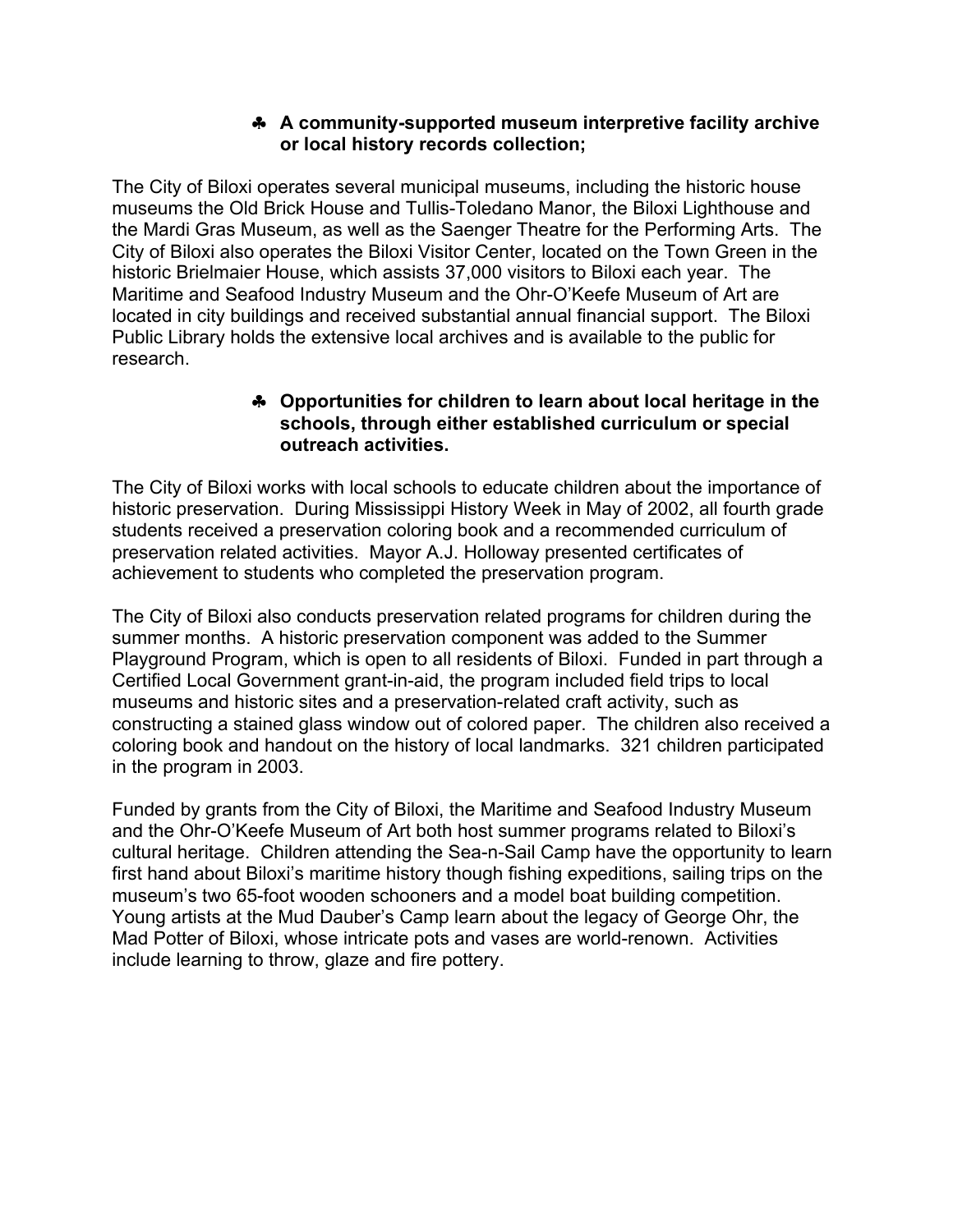- ♣ **A community-supported museum interpretive facility archive or local history records collection;**

The City of Biloxi operates several municipal museums, including the historic house museums the Old Brick House and Tullis-Toledano Manor, the Biloxi Lighthouse and the Mardi Gras Museum, as well as the Saenger Theatre for the Performing Arts. The City of Biloxi also operates the Biloxi Visitor Center, located on the Town Green in the historic Brielmaier House, which assists 37,000 visitors to Biloxi each year. The Maritime and Seafood Industry Museum and the Ohr-O'Keefe Museum of Art are located in city buildings and received substantial annual financial support. The Biloxi Public Library holds the extensive local archives and is available to the public for research.

- ♣ **Opportunities for children to learn about local heritage in the schools, through either established curriculum or special outreach activities.**

The City of Biloxi works with local schools to educate children about the importance of historic preservation. During Mississippi History Week in May of 2002, all fourth grade students received a preservation coloring book and a recommended curriculum of preservation related activities. Mayor A.J. Holloway presented certificates of achievement to students who completed the preservation program.

The City of Biloxi also conducts preservation related programs for children during the summer months. A historic preservation component was added to the Summer Playground Program, which is open to all residents of Biloxi. Funded in part through a Certified Local Government grant-in-aid, the program included field trips to local museums and historic sites and a preservation-related craft activity, such as constructing a stained glass window out of colored paper. The children also received a coloring book and handout on the history of local landmarks. 321 children participated in the program in 2003.

Funded by grants from the City of Biloxi, the Maritime and Seafood Industry Museum and the Ohr-O'Keefe Museum of Art both host summer programs related to Biloxi's cultural heritage. Children attending the Sea-n-Sail Camp have the opportunity to learn first hand about Biloxi's maritime history though fishing expeditions, sailing trips on the museum's two 65-foot wooden schooners and a model boat building competition. Young artists at the Mud Dauber's Camp learn about the legacy of George Ohr, the Mad Potter of Biloxi, whose intricate pots and vases are world-renown. Activities include learning to throw, glaze and fire pottery.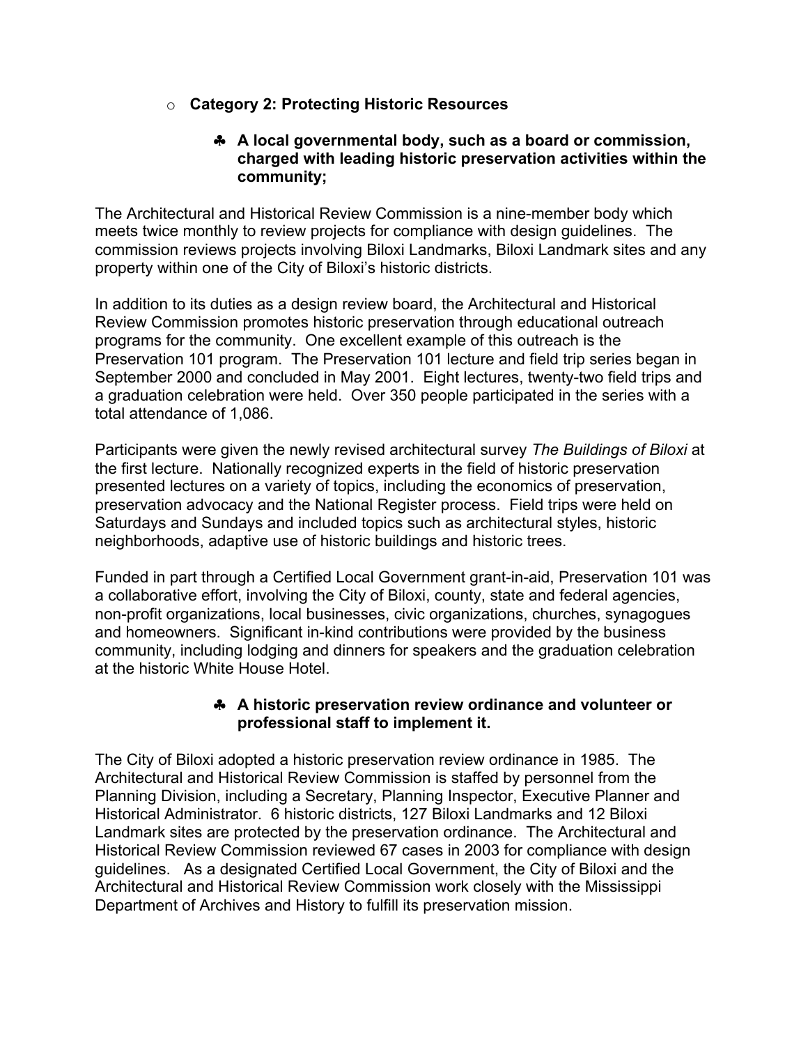- **Category 2: Protecting Historic Resources**

  - **A local governmental body, such as a board or commission, charged with leading historic preservation activities within the community;**

The Architectural and Historical Review Commission is a nine-member body which meets twice monthly to review projects for compliance with design guidelines. The commission reviews projects involving Biloxi Landmarks, Biloxi Landmark sites and any property within one of the City of Biloxi's historic districts.

In addition to its duties as a design review board, the Architectural and Historical Review Commission promotes historic preservation through educational outreach programs for the community. One excellent example of this outreach is the Preservation 101 program. The Preservation 101 lecture and field trip series began in September 2000 and concluded in May 2001. Eight lectures, twenty-two field trips and a graduation celebration were held. Over 350 people participated in the series with a total attendance of 1,086.

Participants were given the newly revised architectural survey *The Buildings of Biloxi* at the first lecture. Nationally recognized experts in the field of historic preservation presented lectures on a variety of topics, including the economics of preservation, preservation advocacy and the National Register process. Field trips were held on Saturdays and Sundays and included topics such as architectural styles, historic neighborhoods, adaptive use of historic buildings and historic trees.

Funded in part through a Certified Local Government grant-in-aid, Preservation 101 was a collaborative effort, involving the City of Biloxi, county, state and federal agencies, non-profit organizations, local businesses, civic organizations, churches, synagogues and homeowners. Significant in-kind contributions were provided by the business community, including lodging and dinners for speakers and the graduation celebration at the historic White House Hotel.

  - **A historic preservation review ordinance and volunteer or professional staff to implement it.**

The City of Biloxi adopted a historic preservation review ordinance in 1985. The Architectural and Historical Review Commission is staffed by personnel from the Planning Division, including a Secretary, Planning Inspector, Executive Planner and Historical Administrator. 6 historic districts, 127 Biloxi Landmarks and 12 Biloxi Landmark sites are protected by the preservation ordinance. The Architectural and Historical Review Commission reviewed 67 cases in 2003 for compliance with design guidelines. As a designated Certified Local Government, the City of Biloxi and the Architectural and Historical Review Commission work closely with the Mississippi Department of Archives and History to fulfill its preservation mission.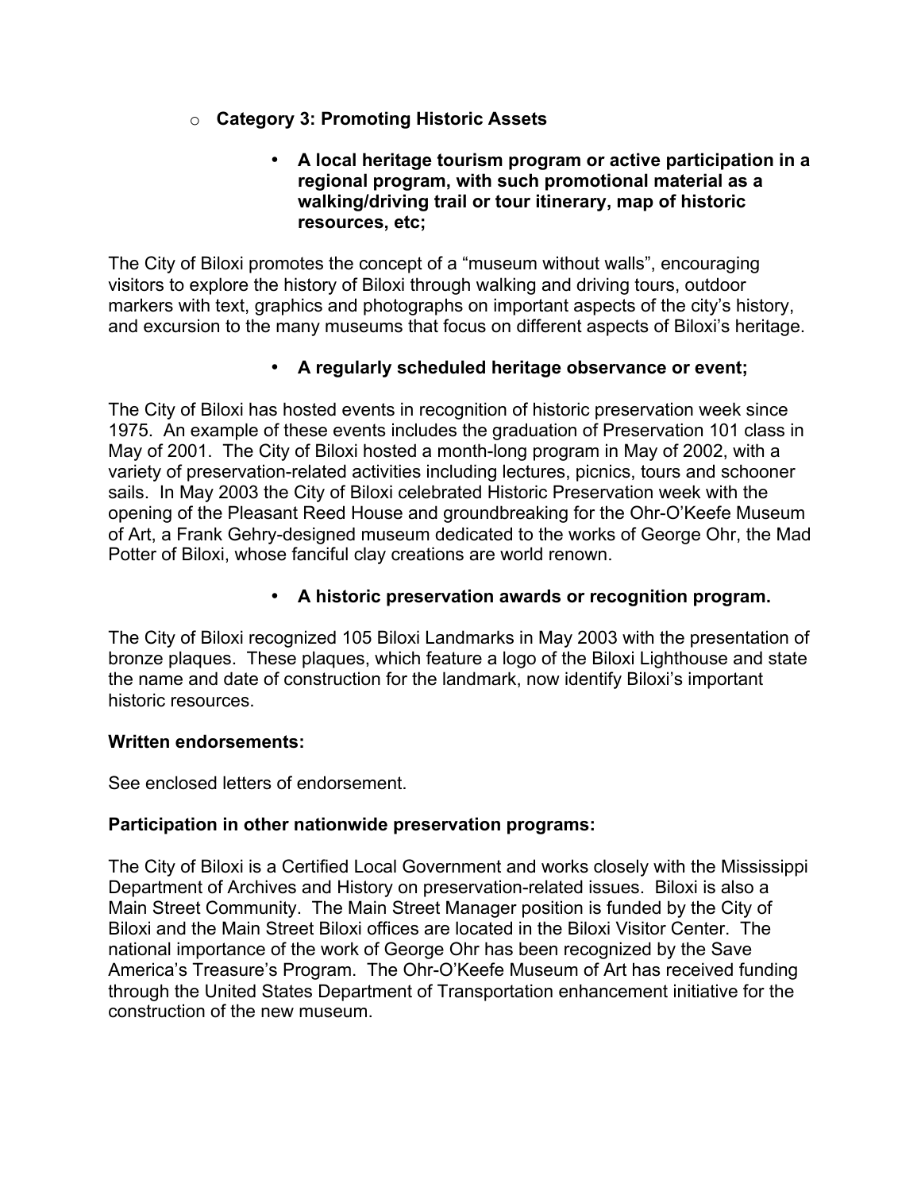- **Category 3: Promoting Historic Assets**

  - **A local heritage tourism program or active participation in a regional program, with such promotional material as a walking/driving trail or tour itinerary, map of historic resources, etc;**

The City of Biloxi promotes the concept of a "museum without walls", encouraging visitors to explore the history of Biloxi through walking and driving tours, outdoor markers with text, graphics and photographs on important aspects of the city's history, and excursion to the many museums that focus on different aspects of Biloxi's heritage.

  - **A regularly scheduled heritage observance or event;**

The City of Biloxi has hosted events in recognition of historic preservation week since 1975. An example of these events includes the graduation of Preservation 101 class in May of 2001. The City of Biloxi hosted a month-long program in May of 2002, with a variety of preservation-related activities including lectures, picnics, tours and schooner sails. In May 2003 the City of Biloxi celebrated Historic Preservation week with the opening of the Pleasant Reed House and groundbreaking for the Ohr-O'Keefe Museum of Art, a Frank Gehry-designed museum dedicated to the works of George Ohr, the Mad Potter of Biloxi, whose fanciful clay creations are world renown.

  - **A historic preservation awards or recognition program.**

The City of Biloxi recognized 105 Biloxi Landmarks in May 2003 with the presentation of bronze plaques. These plaques, which feature a logo of the Biloxi Lighthouse and state the name and date of construction for the landmark, now identify Biloxi's important historic resources.

**Written endorsements:**

See enclosed letters of endorsement.

**Participation in other nationwide preservation programs:**

The City of Biloxi is a Certified Local Government and works closely with the Mississippi Department of Archives and History on preservation-related issues. Biloxi is also a Main Street Community. The Main Street Manager position is funded by the City of Biloxi and the Main Street Biloxi offices are located in the Biloxi Visitor Center. The national importance of the work of George Ohr has been recognized by the Save America's Treasure's Program. The Ohr-O'Keefe Museum of Art has received funding through the United States Department of Transportation enhancement initiative for the construction of the new museum.